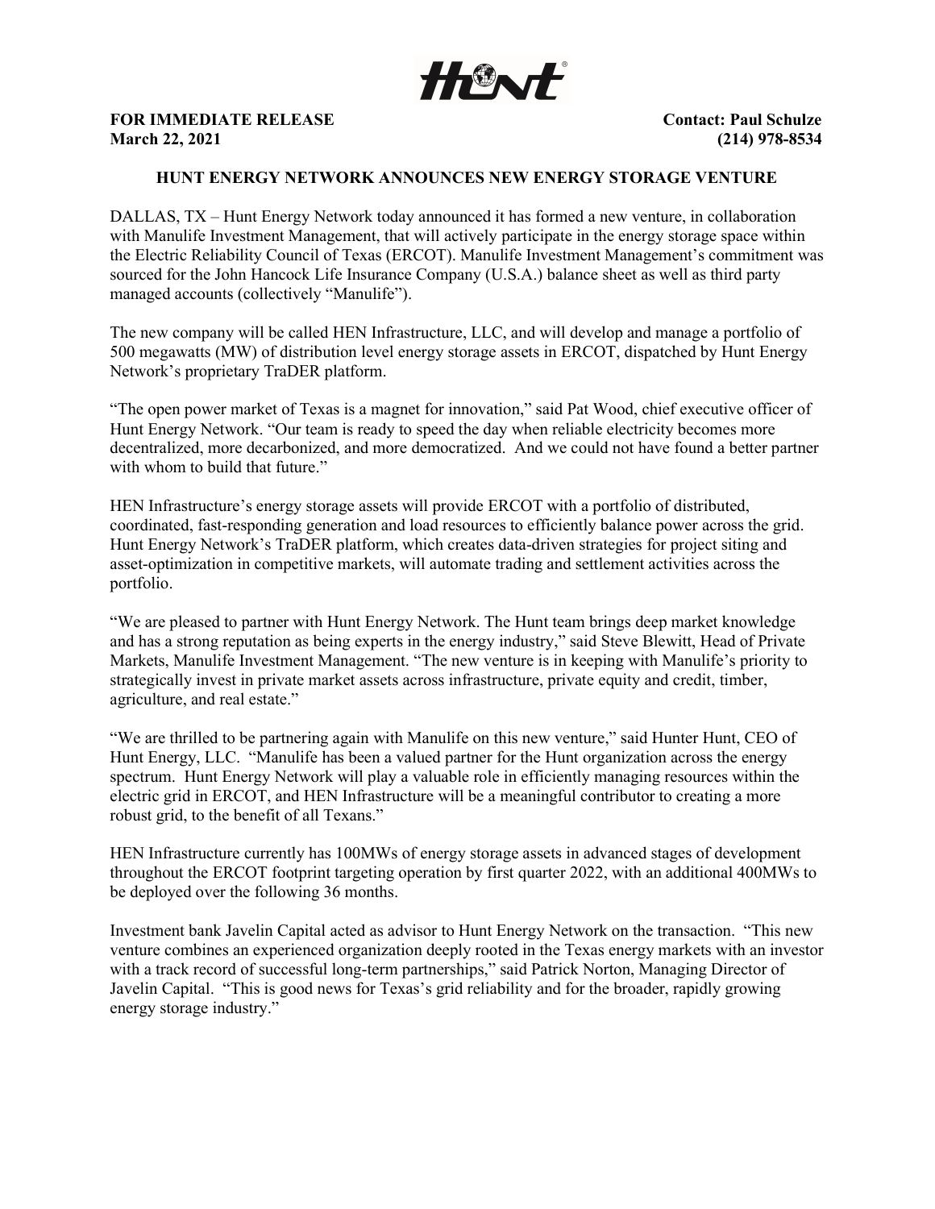**FOR IMMEDIATE RELEASE**
**March 22, 2021**

**Contact: Paul Schulze**
**(214) 978-8534**

# HUNT ENERGY NETWORK ANNOUNCES NEW ENERGY STORAGE VENTURE

DALLAS, TX – Hunt Energy Network today announced it has formed a new venture, in collaboration with Manulife Investment Management, that will actively participate in the energy storage space within the Electric Reliability Council of Texas (ERCOT). Manulife Investment Management's commitment was sourced for the John Hancock Life Insurance Company (U.S.A.) balance sheet as well as third party managed accounts (collectively "Manulife").

The new company will be called HEN Infrastructure, LLC, and will develop and manage a portfolio of 500 megawatts (MW) of distribution level energy storage assets in ERCOT, dispatched by Hunt Energy Network's proprietary TraDER platform.

"The open power market of Texas is a magnet for innovation," said Pat Wood, chief executive officer of Hunt Energy Network. "Our team is ready to speed the day when reliable electricity becomes more decentralized, more decarbonized, and more democratized. And we could not have found a better partner with whom to build that future."

HEN Infrastructure's energy storage assets will provide ERCOT with a portfolio of distributed, coordinated, fast-responding generation and load resources to efficiently balance power across the grid. Hunt Energy Network's TraDER platform, which creates data-driven strategies for project siting and asset-optimization in competitive markets, will automate trading and settlement activities across the portfolio.

"We are pleased to partner with Hunt Energy Network. The Hunt team brings deep market knowledge and has a strong reputation as being experts in the energy industry," said Steve Blewitt, Head of Private Markets, Manulife Investment Management. "The new venture is in keeping with Manulife's priority to strategically invest in private market assets across infrastructure, private equity and credit, timber, agriculture, and real estate."

"We are thrilled to be partnering again with Manulife on this new venture," said Hunter Hunt, CEO of Hunt Energy, LLC. "Manulife has been a valued partner for the Hunt organization across the energy spectrum. Hunt Energy Network will play a valuable role in efficiently managing resources within the electric grid in ERCOT, and HEN Infrastructure will be a meaningful contributor to creating a more robust grid, to the benefit of all Texans."

HEN Infrastructure currently has 100MWs of energy storage assets in advanced stages of development throughout the ERCOT footprint targeting operation by first quarter 2022, with an additional 400MWs to be deployed over the following 36 months.

Investment bank Javelin Capital acted as advisor to Hunt Energy Network on the transaction. "This new venture combines an experienced organization deeply rooted in the Texas energy markets with an investor with a track record of successful long-term partnerships," said Patrick Norton, Managing Director of Javelin Capital. "This is good news for Texas's grid reliability and for the broader, rapidly growing energy storage industry."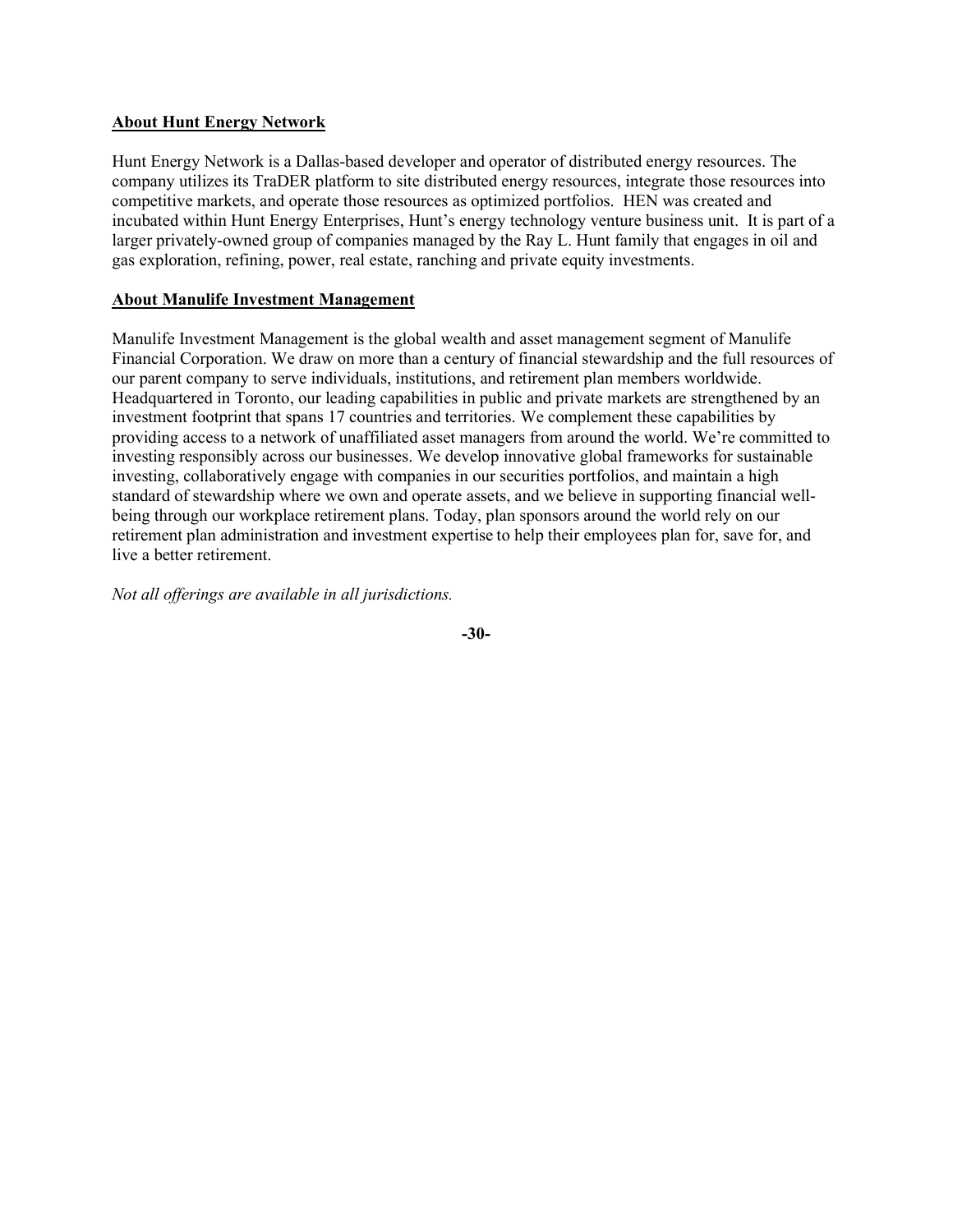**About Hunt Energy Network**

Hunt Energy Network is a Dallas-based developer and operator of distributed energy resources. The company utilizes its TraDER platform to site distributed energy resources, integrate those resources into competitive markets, and operate those resources as optimized portfolios. HEN was created and incubated within Hunt Energy Enterprises, Hunt's energy technology venture business unit. It is part of a larger privately-owned group of companies managed by the Ray L. Hunt family that engages in oil and gas exploration, refining, power, real estate, ranching and private equity investments.

**About Manulife Investment Management**

Manulife Investment Management is the global wealth and asset management segment of Manulife Financial Corporation. We draw on more than a century of financial stewardship and the full resources of our parent company to serve individuals, institutions, and retirement plan members worldwide. Headquartered in Toronto, our leading capabilities in public and private markets are strengthened by an investment footprint that spans 17 countries and territories. We complement these capabilities by providing access to a network of unaffiliated asset managers from around the world. We're committed to investing responsibly across our businesses. We develop innovative global frameworks for sustainable investing, collaboratively engage with companies in our securities portfolios, and maintain a high standard of stewardship where we own and operate assets, and we believe in supporting financial well-being through our workplace retirement plans. Today, plan sponsors around the world rely on our retirement plan administration and investment expertise to help their employees plan for, save for, and live a better retirement.

*Not all offerings are available in all jurisdictions.*

**-30-**